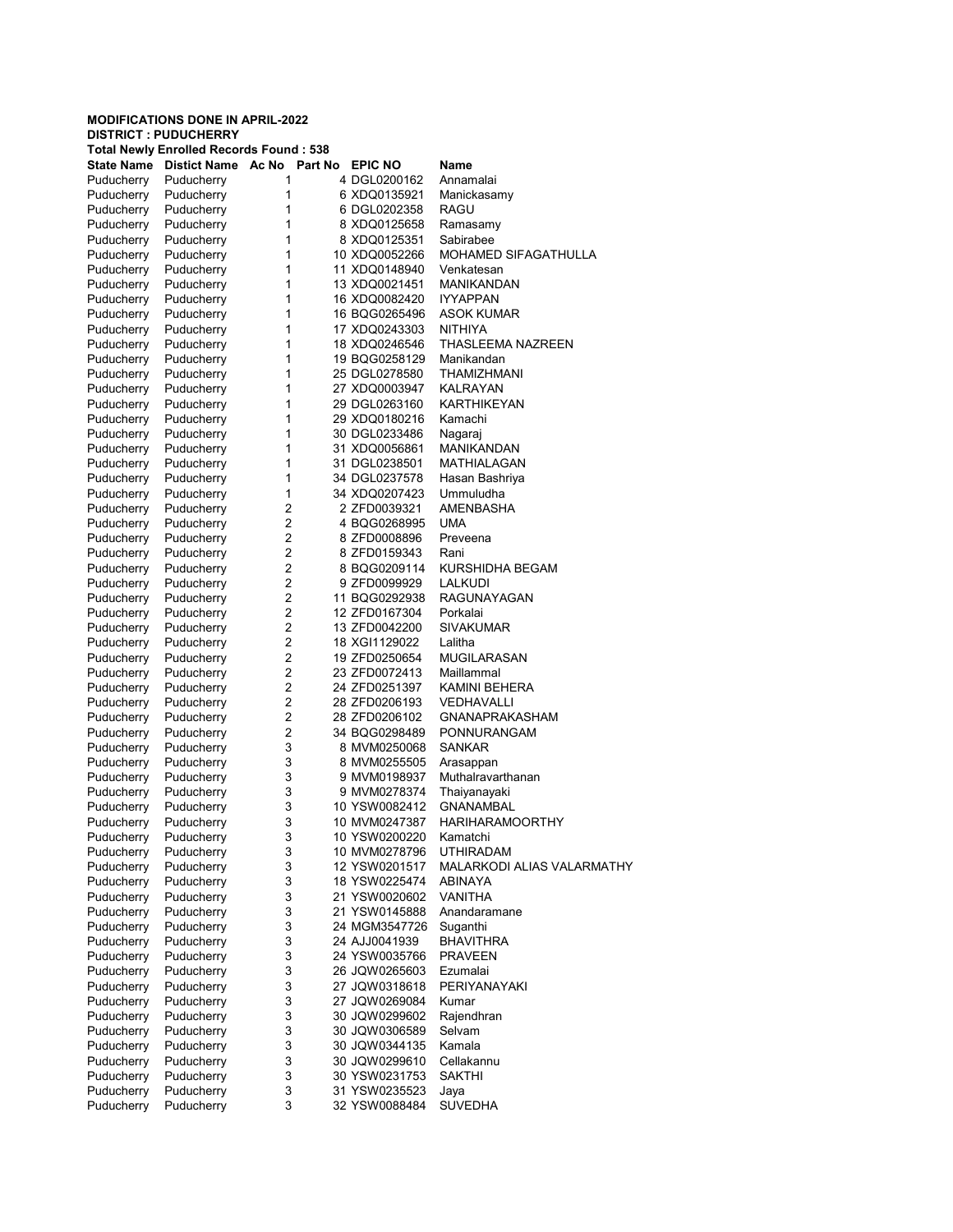**MODIFICATIONS DONE IN APRIL-2022**
**DISTRICT : PUDUCHERRY**
**Total Newly Enrolled Records Found : 538**

| State Name | Distict Name | Ac No | Part No | EPIC NO | Name |
|---|---|---|---|---|---|
| Puducherry | Puducherry | 1 | 4 | DGL0200162 | Annamalai |
| Puducherry | Puducherry | 1 | 6 | XDQ0135921 | Manickasamy |
| Puducherry | Puducherry | 1 | 6 | DGL0202358 | RAGU |
| Puducherry | Puducherry | 1 | 8 | XDQ0125658 | Ramasamy |
| Puducherry | Puducherry | 1 | 8 | XDQ0125351 | Sabirabee |
| Puducherry | Puducherry | 1 | 10 | XDQ0052266 | MOHAMED SIFAGATHULLA |
| Puducherry | Puducherry | 1 | 11 | XDQ0148940 | Venkatesan |
| Puducherry | Puducherry | 1 | 13 | XDQ0021451 | MANIKANDAN |
| Puducherry | Puducherry | 1 | 16 | XDQ0082420 | IYYAPPAN |
| Puducherry | Puducherry | 1 | 16 | BQG0265496 | ASOK KUMAR |
| Puducherry | Puducherry | 1 | 17 | XDQ0243303 | NITHIYA |
| Puducherry | Puducherry | 1 | 18 | XDQ0246546 | THASLEEMA NAZREEN |
| Puducherry | Puducherry | 1 | 19 | BQG0258129 | Manikandan |
| Puducherry | Puducherry | 1 | 25 | DGL0278580 | THAMIZHMANI |
| Puducherry | Puducherry | 1 | 27 | XDQ0003947 | KALRAYAN |
| Puducherry | Puducherry | 1 | 29 | DGL0263160 | KARTHIKEYAN |
| Puducherry | Puducherry | 1 | 29 | XDQ0180216 | Kamachi |
| Puducherry | Puducherry | 1 | 30 | DGL0233486 | Nagaraj |
| Puducherry | Puducherry | 1 | 31 | XDQ0056861 | MANIKANDAN |
| Puducherry | Puducherry | 1 | 31 | DGL0238501 | MATHIALAGAN |
| Puducherry | Puducherry | 1 | 34 | DGL0237578 | Hasan Bashriya |
| Puducherry | Puducherry | 1 | 34 | XDQ0207423 | Ummuludha |
| Puducherry | Puducherry | 2 | 2 | ZFD0039321 | AMENBASHA |
| Puducherry | Puducherry | 2 | 4 | BQG0268995 | UMA |
| Puducherry | Puducherry | 2 | 8 | ZFD0008896 | Preveena |
| Puducherry | Puducherry | 2 | 8 | ZFD0159343 | Rani |
| Puducherry | Puducherry | 2 | 8 | BQG0209114 | KURSHIDHA BEGAM |
| Puducherry | Puducherry | 2 | 9 | ZFD0099929 | LALKUDI |
| Puducherry | Puducherry | 2 | 11 | BQG0292938 | RAGUNAYAGAN |
| Puducherry | Puducherry | 2 | 12 | ZFD0167304 | Porkalai |
| Puducherry | Puducherry | 2 | 13 | ZFD0042200 | SIVAKUMAR |
| Puducherry | Puducherry | 2 | 18 | XGI1129022 | Lalitha |
| Puducherry | Puducherry | 2 | 19 | ZFD0250654 | MUGILARASAN |
| Puducherry | Puducherry | 2 | 23 | ZFD0072413 | Maillammal |
| Puducherry | Puducherry | 2 | 24 | ZFD0251397 | KAMINI BEHERA |
| Puducherry | Puducherry | 2 | 28 | ZFD0206193 | VEDHAVALLI |
| Puducherry | Puducherry | 2 | 28 | ZFD0206102 | GNANAPRAKASHAM |
| Puducherry | Puducherry | 2 | 34 | BQG0298489 | PONNURANGAM |
| Puducherry | Puducherry | 3 | 8 | MVM0250068 | SANKAR |
| Puducherry | Puducherry | 3 | 8 | MVM0255505 | Arasappan |
| Puducherry | Puducherry | 3 | 9 | MVM0198937 | Muthalravarthanan |
| Puducherry | Puducherry | 3 | 9 | MVM0278374 | Thaiyanayaki |
| Puducherry | Puducherry | 3 | 10 | YSW0082412 | GNANAMBAL |
| Puducherry | Puducherry | 3 | 10 | MVM0247387 | HARIHARAMOORTHY |
| Puducherry | Puducherry | 3 | 10 | YSW0200220 | Kamatchi |
| Puducherry | Puducherry | 3 | 10 | MVM0278796 | UTHIRADAM |
| Puducherry | Puducherry | 3 | 12 | YSW0201517 | MALARKODI ALIAS VALARMATHY |
| Puducherry | Puducherry | 3 | 18 | YSW0225474 | ABINAYA |
| Puducherry | Puducherry | 3 | 21 | YSW0020602 | VANITHA |
| Puducherry | Puducherry | 3 | 21 | YSW0145888 | Anandaramane |
| Puducherry | Puducherry | 3 | 24 | MGM3547726 | Suganthi |
| Puducherry | Puducherry | 3 | 24 | AJJ0041939 | BHAVITHRA |
| Puducherry | Puducherry | 3 | 24 | YSW0035766 | PRAVEEN |
| Puducherry | Puducherry | 3 | 26 | JQW0265603 | Ezumalai |
| Puducherry | Puducherry | 3 | 27 | JQW0318618 | PERIYANAYAKI |
| Puducherry | Puducherry | 3 | 27 | JQW0269084 | Kumar |
| Puducherry | Puducherry | 3 | 30 | JQW0299602 | Rajendhran |
| Puducherry | Puducherry | 3 | 30 | JQW0306589 | Selvam |
| Puducherry | Puducherry | 3 | 30 | JQW0344135 | Kamala |
| Puducherry | Puducherry | 3 | 30 | JQW0299610 | Cellakannu |
| Puducherry | Puducherry | 3 | 30 | YSW0231753 | SAKTHI |
| Puducherry | Puducherry | 3 | 31 | YSW0235523 | Jaya |
| Puducherry | Puducherry | 3 | 32 | YSW0088484 | SUVEDHA |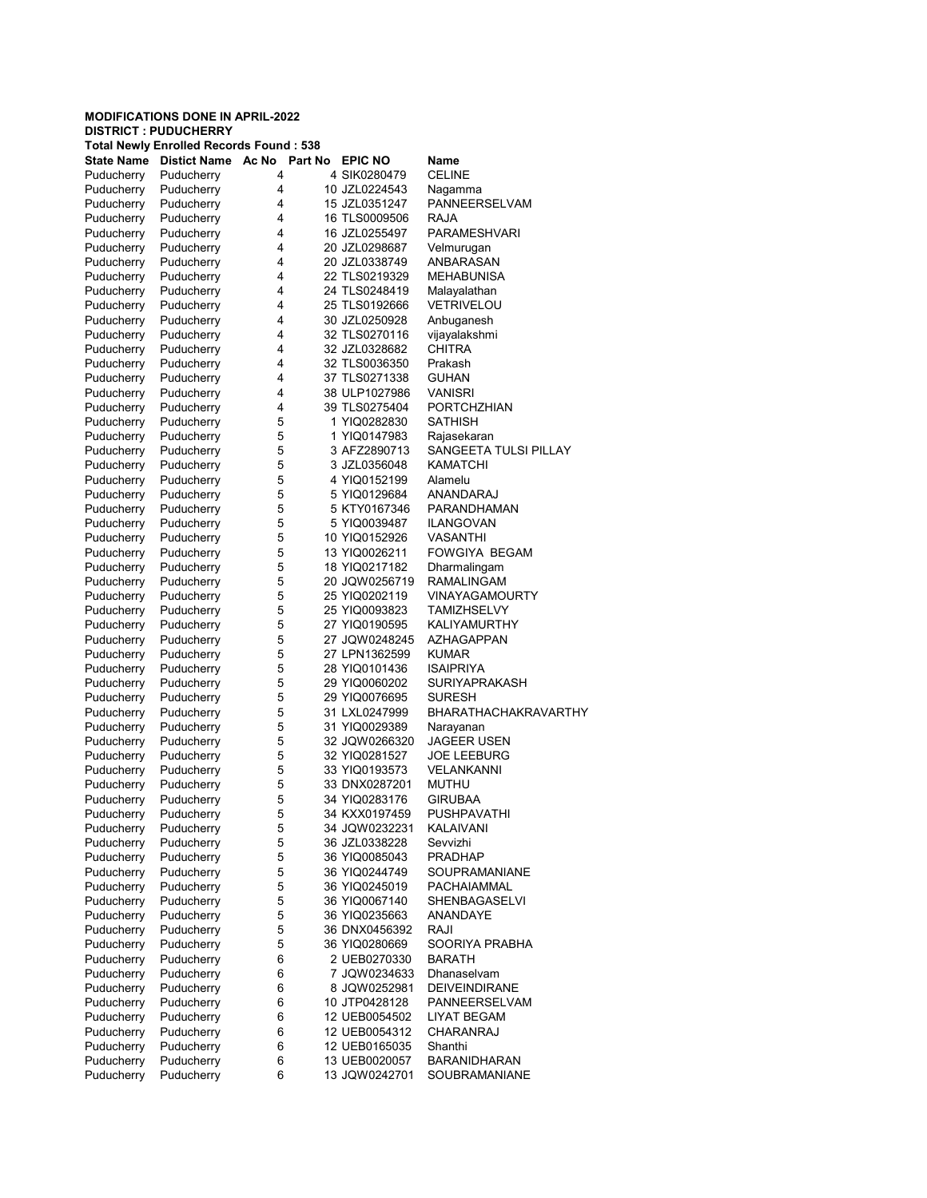**MODIFICATIONS DONE IN APRIL-2022**
**DISTRICT : PUDUCHERRY**
**Total Newly Enrolled Records Found : 538**

| State Name | Distict Name | Ac No | Part No | EPIC NO | Name |
|---|---|---|---|---|---|
| Puducherry | Puducherry | 4 | 4 | SIK0280479 | CELINE |
| Puducherry | Puducherry | 4 | 10 | JZL0224543 | Nagamma |
| Puducherry | Puducherry | 4 | 15 | JZL0351247 | PANNEERSELVAM |
| Puducherry | Puducherry | 4 | 16 | TLS0009506 | RAJA |
| Puducherry | Puducherry | 4 | 16 | JZL0255497 | PARAMESHVARI |
| Puducherry | Puducherry | 4 | 20 | JZL0298687 | Velmurugan |
| Puducherry | Puducherry | 4 | 20 | JZL0338749 | ANBARASAN |
| Puducherry | Puducherry | 4 | 22 | TLS0219329 | MEHABUNISA |
| Puducherry | Puducherry | 4 | 24 | TLS0248419 | Malayalathan |
| Puducherry | Puducherry | 4 | 25 | TLS0192666 | VETRIVELOU |
| Puducherry | Puducherry | 4 | 30 | JZL0250928 | Anbuganesh |
| Puducherry | Puducherry | 4 | 32 | TLS0270116 | vijayalakshmi |
| Puducherry | Puducherry | 4 | 32 | JZL0328682 | CHITRA |
| Puducherry | Puducherry | 4 | 32 | TLS0036350 | Prakash |
| Puducherry | Puducherry | 4 | 37 | TLS0271338 | GUHAN |
| Puducherry | Puducherry | 4 | 38 | ULP1027986 | VANISRI |
| Puducherry | Puducherry | 4 | 39 | TLS0275404 | PORTCHZHIAN |
| Puducherry | Puducherry | 5 | 1 | YIQ0282830 | SATHISH |
| Puducherry | Puducherry | 5 | 1 | YIQ0147983 | Rajasekaran |
| Puducherry | Puducherry | 5 | 3 | AFZ2890713 | SANGEETA TULSI PILLAY |
| Puducherry | Puducherry | 5 | 3 | JZL0356048 | KAMATCHI |
| Puducherry | Puducherry | 5 | 4 | YIQ0152199 | Alamelu |
| Puducherry | Puducherry | 5 | 5 | YIQ0129684 | ANANDARAJ |
| Puducherry | Puducherry | 5 | 5 | KTY0167346 | PARANDHAMAN |
| Puducherry | Puducherry | 5 | 5 | YIQ0039487 | ILANGOVAN |
| Puducherry | Puducherry | 5 | 10 | YIQ0152926 | VASANTHI |
| Puducherry | Puducherry | 5 | 13 | YIQ0026211 | FOWGIYA BEGAM |
| Puducherry | Puducherry | 5 | 18 | YIQ0217182 | Dharmalingam |
| Puducherry | Puducherry | 5 | 20 | JQW0256719 | RAMALINGAM |
| Puducherry | Puducherry | 5 | 25 | YIQ0202119 | VINAYAGAMOURTY |
| Puducherry | Puducherry | 5 | 25 | YIQ0093823 | TAMIZHSELVY |
| Puducherry | Puducherry | 5 | 27 | YIQ0190595 | KALIYAMURTHY |
| Puducherry | Puducherry | 5 | 27 | JQW0248245 | AZHAGAPPAN |
| Puducherry | Puducherry | 5 | 27 | LPN1362599 | KUMAR |
| Puducherry | Puducherry | 5 | 28 | YIQ0101436 | ISAIPRIYA |
| Puducherry | Puducherry | 5 | 29 | YIQ0060202 | SURIYAPRAKASH |
| Puducherry | Puducherry | 5 | 29 | YIQ0076695 | SURESH |
| Puducherry | Puducherry | 5 | 31 | LXL0247999 | BHARATHACHAKRAVARTHY |
| Puducherry | Puducherry | 5 | 31 | YIQ0029389 | Narayanan |
| Puducherry | Puducherry | 5 | 32 | JQW0266320 | JAGEER USEN |
| Puducherry | Puducherry | 5 | 32 | YIQ0281527 | JOE LEEBURG |
| Puducherry | Puducherry | 5 | 33 | YIQ0193573 | VELANKANNI |
| Puducherry | Puducherry | 5 | 33 | DNX0287201 | MUTHU |
| Puducherry | Puducherry | 5 | 34 | YIQ0283176 | GIRUBAA |
| Puducherry | Puducherry | 5 | 34 | KXX0197459 | PUSHPAVATHI |
| Puducherry | Puducherry | 5 | 34 | JQW0232231 | KALAIVANI |
| Puducherry | Puducherry | 5 | 36 | JZL0338228 | Sevvizhi |
| Puducherry | Puducherry | 5 | 36 | YIQ0085043 | PRADHAP |
| Puducherry | Puducherry | 5 | 36 | YIQ0244749 | SOUPRAMANIANE |
| Puducherry | Puducherry | 5 | 36 | YIQ0245019 | PACHAIAMMAL |
| Puducherry | Puducherry | 5 | 36 | YIQ0067140 | SHENBAGASELVI |
| Puducherry | Puducherry | 5 | 36 | YIQ0235663 | ANANDAYE |
| Puducherry | Puducherry | 5 | 36 | DNX0456392 | RAJI |
| Puducherry | Puducherry | 5 | 36 | YIQ0280669 | SOORIYA PRABHA |
| Puducherry | Puducherry | 6 | 2 | UEB0270330 | BARATH |
| Puducherry | Puducherry | 6 | 7 | JQW0234633 | Dhanaselvam |
| Puducherry | Puducherry | 6 | 8 | JQW0252981 | DEIVEINDIRANE |
| Puducherry | Puducherry | 6 | 10 | JTP0428128 | PANNEERSELVAM |
| Puducherry | Puducherry | 6 | 12 | UEB0054502 | LIYAT BEGAM |
| Puducherry | Puducherry | 6 | 12 | UEB0054312 | CHARANRAJ |
| Puducherry | Puducherry | 6 | 12 | UEB0165035 | Shanthi |
| Puducherry | Puducherry | 6 | 13 | UEB0020057 | BARANIDHARAN |
| Puducherry | Puducherry | 6 | 13 | JQW0242701 | SOUBRAMANIANE |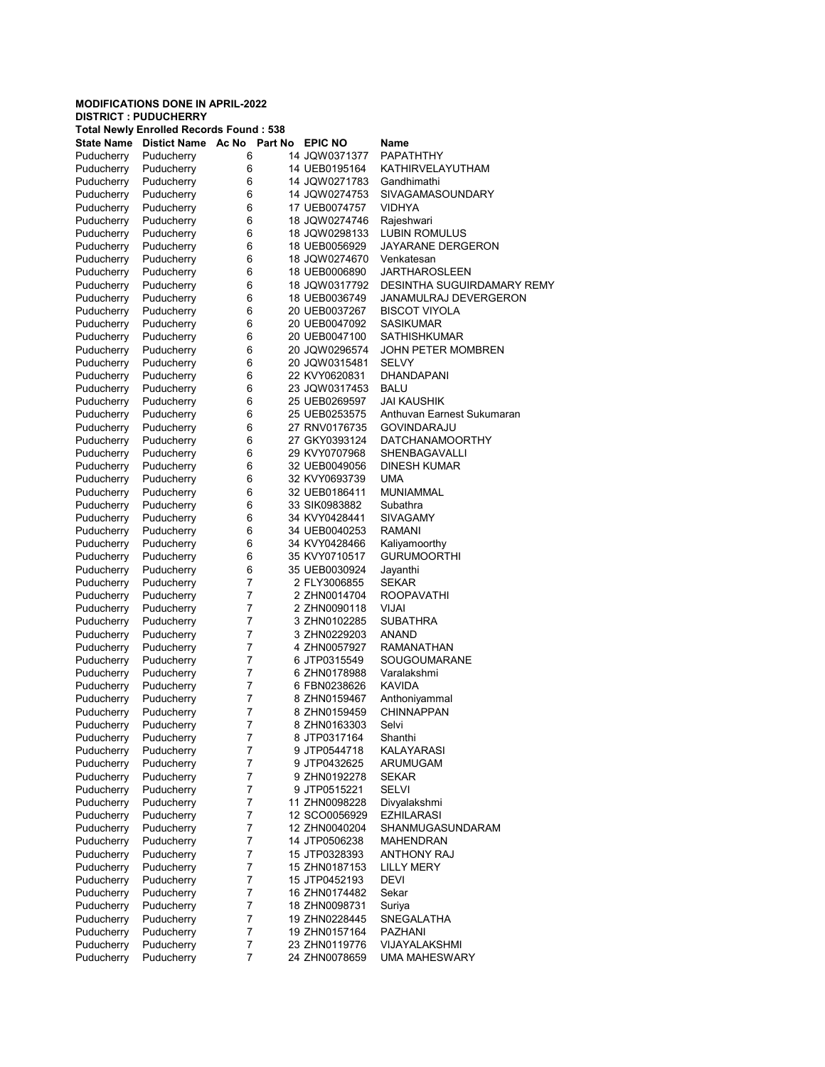**MODIFICATIONS DONE IN APRIL-2022**
**DISTRICT : PUDUCHERRY**
**Total Newly Enrolled Records Found : 538**

| State Name | Distict Name | Ac No | Part No | EPIC NO | Name |
|---|---|---|---|---|---|
| Puducherry | Puducherry | 6 | 14 | JQW0371377 | PAPATHTHY |
| Puducherry | Puducherry | 6 | 14 | UEB0195164 | KATHIRVELAYUTHAM |
| Puducherry | Puducherry | 6 | 14 | JQW0271783 | Gandhimathi |
| Puducherry | Puducherry | 6 | 14 | JQW0274753 | SIVAGAMASOUNDARY |
| Puducherry | Puducherry | 6 | 17 | UEB0074757 | VIDHYA |
| Puducherry | Puducherry | 6 | 18 | JQW0274746 | Rajeshwari |
| Puducherry | Puducherry | 6 | 18 | JQW0298133 | LUBIN ROMULUS |
| Puducherry | Puducherry | 6 | 18 | UEB0056929 | JAYARANE DERGERON |
| Puducherry | Puducherry | 6 | 18 | JQW0274670 | Venkatesan |
| Puducherry | Puducherry | 6 | 18 | UEB0006890 | JARTHAROSLEEN |
| Puducherry | Puducherry | 6 | 18 | JQW0317792 | DESINTHA SUGUIRDAMARY REMY |
| Puducherry | Puducherry | 6 | 18 | UEB0036749 | JANAMULRAJ DEVERGERON |
| Puducherry | Puducherry | 6 | 20 | UEB0037267 | BISCOT VIYOLA |
| Puducherry | Puducherry | 6 | 20 | UEB0047092 | SASIKUMAR |
| Puducherry | Puducherry | 6 | 20 | UEB0047100 | SATHISHKUMAR |
| Puducherry | Puducherry | 6 | 20 | JQW0296574 | JOHN PETER MOMBREN |
| Puducherry | Puducherry | 6 | 20 | JQW0315481 | SELVY |
| Puducherry | Puducherry | 6 | 22 | KVY0620831 | DHANDAPANI |
| Puducherry | Puducherry | 6 | 23 | JQW0317453 | BALU |
| Puducherry | Puducherry | 6 | 25 | UEB0269597 | JAI KAUSHIK |
| Puducherry | Puducherry | 6 | 25 | UEB0253575 | Anthuvan Earnest Sukumaran |
| Puducherry | Puducherry | 6 | 27 | RNV0176735 | GOVINDARAJU |
| Puducherry | Puducherry | 6 | 27 | GKY0393124 | DATCHANAMOORTHY |
| Puducherry | Puducherry | 6 | 29 | KVY0707968 | SHENBAGAVALLI |
| Puducherry | Puducherry | 6 | 32 | UEB0049056 | DINESH KUMAR |
| Puducherry | Puducherry | 6 | 32 | KVY0693739 | UMA |
| Puducherry | Puducherry | 6 | 32 | UEB0186411 | MUNIAMMAL |
| Puducherry | Puducherry | 6 | 33 | SIK0983882 | Subathra |
| Puducherry | Puducherry | 6 | 34 | KVY0428441 | SIVAGAMY |
| Puducherry | Puducherry | 6 | 34 | UEB0040253 | RAMANI |
| Puducherry | Puducherry | 6 | 34 | KVY0428466 | Kaliyamoorthy |
| Puducherry | Puducherry | 6 | 35 | KVY0710517 | GURUMOORTHI |
| Puducherry | Puducherry | 6 | 35 | UEB0030924 | Jayanthi |
| Puducherry | Puducherry | 7 | 2 | FLY3006855 | SEKAR |
| Puducherry | Puducherry | 7 | 2 | ZHN0014704 | ROOPAVATHI |
| Puducherry | Puducherry | 7 | 2 | ZHN0090118 | VIJAI |
| Puducherry | Puducherry | 7 | 3 | ZHN0102285 | SUBATHRA |
| Puducherry | Puducherry | 7 | 3 | ZHN0229203 | ANAND |
| Puducherry | Puducherry | 7 | 4 | ZHN0057927 | RAMANATHAN |
| Puducherry | Puducherry | 7 | 6 | JTP0315549 | SOUGOUMARANE |
| Puducherry | Puducherry | 7 | 6 | ZHN0178988 | Varalakshmi |
| Puducherry | Puducherry | 7 | 6 | FBN0238626 | KAVIDA |
| Puducherry | Puducherry | 7 | 8 | ZHN0159467 | Anthoniyammal |
| Puducherry | Puducherry | 7 | 8 | ZHN0159459 | CHINNAPPAN |
| Puducherry | Puducherry | 7 | 8 | ZHN0163303 | Selvi |
| Puducherry | Puducherry | 7 | 8 | JTP0317164 | Shanthi |
| Puducherry | Puducherry | 7 | 9 | JTP0544718 | KALAYARASI |
| Puducherry | Puducherry | 7 | 9 | JTP0432625 | ARUMUGAM |
| Puducherry | Puducherry | 7 | 9 | ZHN0192278 | SEKAR |
| Puducherry | Puducherry | 7 | 9 | JTP0515221 | SELVI |
| Puducherry | Puducherry | 7 | 11 | ZHN0098228 | Divyalakshmi |
| Puducherry | Puducherry | 7 | 12 | SCO0056929 | EZHILARASI |
| Puducherry | Puducherry | 7 | 12 | ZHN0040204 | SHANMUGASUNDARAM |
| Puducherry | Puducherry | 7 | 14 | JTP0506238 | MAHENDRAN |
| Puducherry | Puducherry | 7 | 15 | JTP0328393 | ANTHONY RAJ |
| Puducherry | Puducherry | 7 | 15 | ZHN0187153 | LILLY MERY |
| Puducherry | Puducherry | 7 | 15 | JTP0452193 | DEVI |
| Puducherry | Puducherry | 7 | 16 | ZHN0174482 | Sekar |
| Puducherry | Puducherry | 7 | 18 | ZHN0098731 | Suriya |
| Puducherry | Puducherry | 7 | 19 | ZHN0228445 | SNEGALATHA |
| Puducherry | Puducherry | 7 | 19 | ZHN0157164 | PAZHANI |
| Puducherry | Puducherry | 7 | 23 | ZHN0119776 | VIJAYALAKSHMI |
| Puducherry | Puducherry | 7 | 24 | ZHN0078659 | UMA MAHESWARY |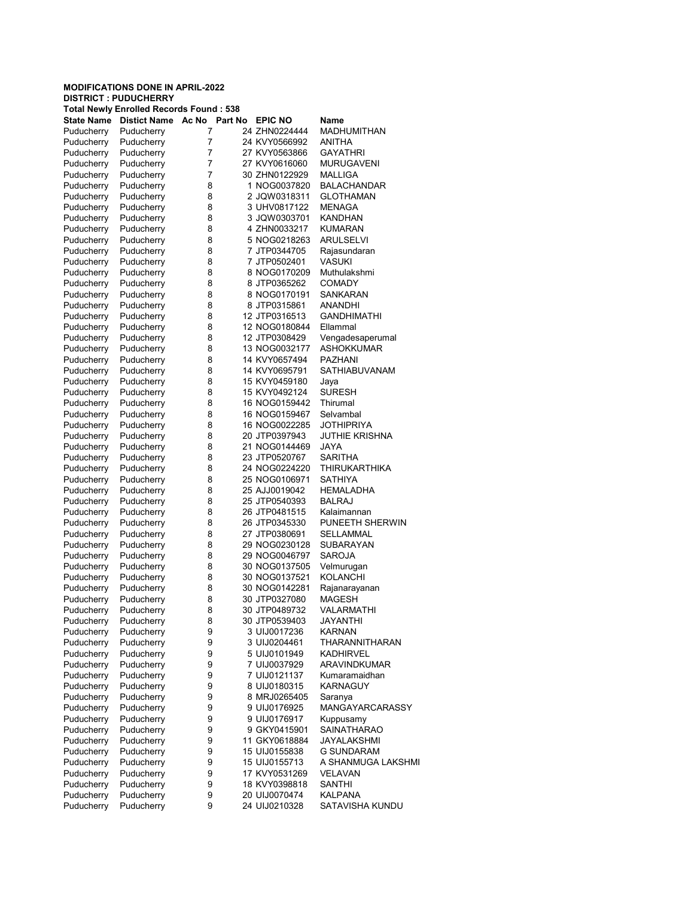**MODIFICATIONS DONE IN APRIL-2022**
**DISTRICT : PUDUCHERRY**
**Total Newly Enrolled Records Found : 538**

| State Name | Distict Name | Ac No | Part No | EPIC NO | Name |
|---|---|---|---|---|---|
| Puducherry | Puducherry | 7 | 24 | ZHN0224444 | MADHUMITHAN |
| Puducherry | Puducherry | 7 | 24 | KVY0566992 | ANITHA |
| Puducherry | Puducherry | 7 | 27 | KVY0563866 | GAYATHRI |
| Puducherry | Puducherry | 7 | 27 | KVY0616060 | MURUGAVENI |
| Puducherry | Puducherry | 7 | 30 | ZHN0122929 | MALLIGA |
| Puducherry | Puducherry | 8 | 1 | NOG0037820 | BALACHANDAR |
| Puducherry | Puducherry | 8 | 2 | JQW0318311 | GLOTHAMAN |
| Puducherry | Puducherry | 8 | 3 | UHV0817122 | MENAGA |
| Puducherry | Puducherry | 8 | 3 | JQW0303701 | KANDHAN |
| Puducherry | Puducherry | 8 | 4 | ZHN0033217 | KUMARAN |
| Puducherry | Puducherry | 8 | 5 | NOG0218263 | ARULSELVI |
| Puducherry | Puducherry | 8 | 7 | JTP0344705 | Rajasundaran |
| Puducherry | Puducherry | 8 | 7 | JTP0502401 | VASUKI |
| Puducherry | Puducherry | 8 | 8 | NOG0170209 | Muthulakshmi |
| Puducherry | Puducherry | 8 | 8 | JTP0365262 | COMADY |
| Puducherry | Puducherry | 8 | 8 | NOG0170191 | SANKARAN |
| Puducherry | Puducherry | 8 | 8 | JTP0315861 | ANANDHI |
| Puducherry | Puducherry | 8 | 12 | JTP0316513 | GANDHIMATHI |
| Puducherry | Puducherry | 8 | 12 | NOG0180844 | Ellammal |
| Puducherry | Puducherry | 8 | 12 | JTP0308429 | Vengadesaperumal |
| Puducherry | Puducherry | 8 | 13 | NOG0032177 | ASHOKKUMAR |
| Puducherry | Puducherry | 8 | 14 | KVY0657494 | PAZHANI |
| Puducherry | Puducherry | 8 | 14 | KVY0695791 | SATHIABUVANAM |
| Puducherry | Puducherry | 8 | 15 | KVY0459180 | Jaya |
| Puducherry | Puducherry | 8 | 15 | KVY0492124 | SURESH |
| Puducherry | Puducherry | 8 | 16 | NOG0159442 | Thirumal |
| Puducherry | Puducherry | 8 | 16 | NOG0159467 | Selvambal |
| Puducherry | Puducherry | 8 | 16 | NOG0022285 | JOTHIPRIYA |
| Puducherry | Puducherry | 8 | 20 | JTP0397943 | JUTHIE KRISHNA |
| Puducherry | Puducherry | 8 | 21 | NOG0144469 | JAYA |
| Puducherry | Puducherry | 8 | 23 | JTP0520767 | SARITHA |
| Puducherry | Puducherry | 8 | 24 | NOG0224220 | THIRUKARTHIKA |
| Puducherry | Puducherry | 8 | 25 | NOG0106971 | SATHIYA |
| Puducherry | Puducherry | 8 | 25 | AJJ0019042 | HEMALADHA |
| Puducherry | Puducherry | 8 | 25 | JTP0540393 | BALRAJ |
| Puducherry | Puducherry | 8 | 26 | JTP0481515 | Kalaimannan |
| Puducherry | Puducherry | 8 | 26 | JTP0345330 | PUNEETH SHERWIN |
| Puducherry | Puducherry | 8 | 27 | JTP0380691 | SELLAMMAL |
| Puducherry | Puducherry | 8 | 29 | NOG0230128 | SUBARAYAN |
| Puducherry | Puducherry | 8 | 29 | NOG0046797 | SAROJA |
| Puducherry | Puducherry | 8 | 30 | NOG0137505 | Velmurugan |
| Puducherry | Puducherry | 8 | 30 | NOG0137521 | KOLANCHI |
| Puducherry | Puducherry | 8 | 30 | NOG0142281 | Rajanarayanan |
| Puducherry | Puducherry | 8 | 30 | JTP0327080 | MAGESH |
| Puducherry | Puducherry | 8 | 30 | JTP0489732 | VALARMATHI |
| Puducherry | Puducherry | 8 | 30 | JTP0539403 | JAYANTHI |
| Puducherry | Puducherry | 9 | 3 | UIJ0017236 | KARNAN |
| Puducherry | Puducherry | 9 | 3 | UIJ0204461 | THARANNITHARAN |
| Puducherry | Puducherry | 9 | 5 | UIJ0101949 | KADHIRVEL |
| Puducherry | Puducherry | 9 | 7 | UIJ0037929 | ARAVINDKUMAR |
| Puducherry | Puducherry | 9 | 7 | UIJ0121137 | Kumaramaidhan |
| Puducherry | Puducherry | 9 | 8 | UIJ0180315 | KARNAGUY |
| Puducherry | Puducherry | 9 | 8 | MRJ0265405 | Saranya |
| Puducherry | Puducherry | 9 | 9 | UIJ0176925 | MANGAYARCARASSY |
| Puducherry | Puducherry | 9 | 9 | UIJ0176917 | Kuppusamy |
| Puducherry | Puducherry | 9 | 9 | GKY0415901 | SAINATHARAO |
| Puducherry | Puducherry | 9 | 11 | GKY0618884 | JAYALAKSHMI |
| Puducherry | Puducherry | 9 | 15 | UIJ0155838 | G SUNDARAM |
| Puducherry | Puducherry | 9 | 15 | UIJ0155713 | A SHANMUGA LAKSHMI |
| Puducherry | Puducherry | 9 | 17 | KVY0531269 | VELAVAN |
| Puducherry | Puducherry | 9 | 18 | KVY0398818 | SANTHI |
| Puducherry | Puducherry | 9 | 20 | UIJ0070474 | KALPANA |
| Puducherry | Puducherry | 9 | 24 | UIJ0210328 | SATAVISHA KUNDU |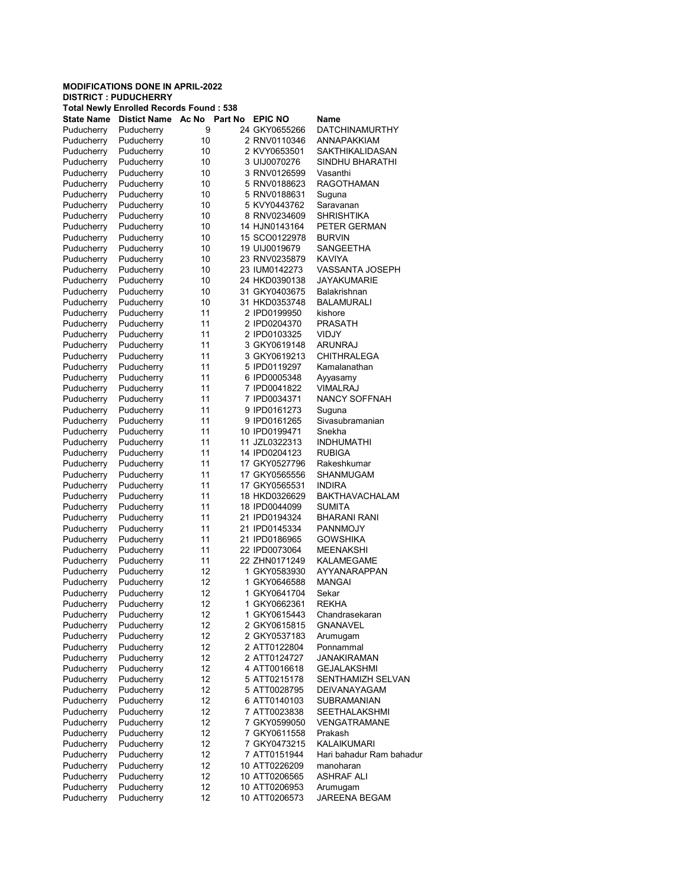**MODIFICATIONS DONE IN APRIL-2022**
**DISTRICT : PUDUCHERRY**
**Total Newly Enrolled Records Found : 538**

| State Name | Distict Name | Ac No | Part No | EPIC NO | Name |
|---|---|---|---|---|---|
| Puducherry | Puducherry | 9 | 24 | GKY0655266 | DATCHINAMURTHY |
| Puducherry | Puducherry | 10 | 2 | RNV0110346 | ANNAPAKKIAM |
| Puducherry | Puducherry | 10 | 2 | KVY0653501 | SAKTHIKALIDASAN |
| Puducherry | Puducherry | 10 | 3 | UIJ0070276 | SINDHU BHARATHI |
| Puducherry | Puducherry | 10 | 3 | RNV0126599 | Vasanthi |
| Puducherry | Puducherry | 10 | 5 | RNV0188623 | RAGOTHAMAN |
| Puducherry | Puducherry | 10 | 5 | RNV0188631 | Suguna |
| Puducherry | Puducherry | 10 | 5 | KVY0443762 | Saravanan |
| Puducherry | Puducherry | 10 | 8 | RNV0234609 | SHRISHTIKA |
| Puducherry | Puducherry | 10 | 14 | HJN0143164 | PETER GERMAN |
| Puducherry | Puducherry | 10 | 15 | SCO0122978 | BURVIN |
| Puducherry | Puducherry | 10 | 19 | UIJ0019679 | SANGEETHA |
| Puducherry | Puducherry | 10 | 23 | RNV0235879 | KAVIYA |
| Puducherry | Puducherry | 10 | 23 | IUM0142273 | VASSANTA JOSEPH |
| Puducherry | Puducherry | 10 | 24 | HKD0390138 | JAYAKUMARIE |
| Puducherry | Puducherry | 10 | 31 | GKY0403675 | Balakrishnan |
| Puducherry | Puducherry | 10 | 31 | HKD0353748 | BALAMURALI |
| Puducherry | Puducherry | 11 | 2 | IPD0199950 | kishore |
| Puducherry | Puducherry | 11 | 2 | IPD0204370 | PRASATH |
| Puducherry | Puducherry | 11 | 2 | IPD0103325 | VIDJY |
| Puducherry | Puducherry | 11 | 3 | GKY0619148 | ARUNRAJ |
| Puducherry | Puducherry | 11 | 3 | GKY0619213 | CHITHRALEGA |
| Puducherry | Puducherry | 11 | 5 | IPD0119297 | Kamalanathan |
| Puducherry | Puducherry | 11 | 6 | IPD0005348 | Ayyasamy |
| Puducherry | Puducherry | 11 | 7 | IPD0041822 | VIMALRAJ |
| Puducherry | Puducherry | 11 | 7 | IPD0034371 | NANCY SOFFNAH |
| Puducherry | Puducherry | 11 | 9 | IPD0161273 | Suguna |
| Puducherry | Puducherry | 11 | 9 | IPD0161265 | Sivasubramanian |
| Puducherry | Puducherry | 11 | 10 | IPD0199471 | Snekha |
| Puducherry | Puducherry | 11 | 11 | JZL0322313 | INDHUMATHI |
| Puducherry | Puducherry | 11 | 14 | IPD0204123 | RUBIGA |
| Puducherry | Puducherry | 11 | 17 | GKY0527796 | Rakeshkumar |
| Puducherry | Puducherry | 11 | 17 | GKY0565556 | SHANMUGAM |
| Puducherry | Puducherry | 11 | 17 | GKY0565531 | INDIRA |
| Puducherry | Puducherry | 11 | 18 | HKD0326629 | BAKTHAVACHALAM |
| Puducherry | Puducherry | 11 | 18 | IPD0044099 | SUMITA |
| Puducherry | Puducherry | 11 | 21 | IPD0194324 | BHARANI RANI |
| Puducherry | Puducherry | 11 | 21 | IPD0145334 | PANNMOJY |
| Puducherry | Puducherry | 11 | 21 | IPD0186965 | GOWSHIKA |
| Puducherry | Puducherry | 11 | 22 | IPD0073064 | MEENAKSHI |
| Puducherry | Puducherry | 11 | 22 | ZHN0171249 | KALAMEGAME |
| Puducherry | Puducherry | 12 | 1 | GKY0583930 | AYYANARAPPAN |
| Puducherry | Puducherry | 12 | 1 | GKY0646588 | MANGAI |
| Puducherry | Puducherry | 12 | 1 | GKY0641704 | Sekar |
| Puducherry | Puducherry | 12 | 1 | GKY0662361 | REKHA |
| Puducherry | Puducherry | 12 | 1 | GKY0615443 | Chandrasekaran |
| Puducherry | Puducherry | 12 | 2 | GKY0615815 | GNANAVEL |
| Puducherry | Puducherry | 12 | 2 | GKY0537183 | Arumugam |
| Puducherry | Puducherry | 12 | 2 | ATT0122804 | Ponnammal |
| Puducherry | Puducherry | 12 | 2 | ATT0124727 | JANAKIRAMAN |
| Puducherry | Puducherry | 12 | 4 | ATT0016618 | GEJALAKSHMI |
| Puducherry | Puducherry | 12 | 5 | ATT0215178 | SENTHAMIZH SELVAN |
| Puducherry | Puducherry | 12 | 5 | ATT0028795 | DEIVANAYAGAM |
| Puducherry | Puducherry | 12 | 6 | ATT0140103 | SUBRAMANIAN |
| Puducherry | Puducherry | 12 | 7 | ATT0023838 | SEETHALAKSHMI |
| Puducherry | Puducherry | 12 | 7 | GKY0599050 | VENGATRAMANE |
| Puducherry | Puducherry | 12 | 7 | GKY0611558 | Prakash |
| Puducherry | Puducherry | 12 | 7 | GKY0473215 | KALAIKUMARI |
| Puducherry | Puducherry | 12 | 7 | ATT0151944 | Hari bahadur Ram bahadur |
| Puducherry | Puducherry | 12 | 10 | ATT0226209 | manoharan |
| Puducherry | Puducherry | 12 | 10 | ATT0206565 | ASHRAF ALI |
| Puducherry | Puducherry | 12 | 10 | ATT0206953 | Arumugam |
| Puducherry | Puducherry | 12 | 10 | ATT0206573 | JAREENA BEGAM |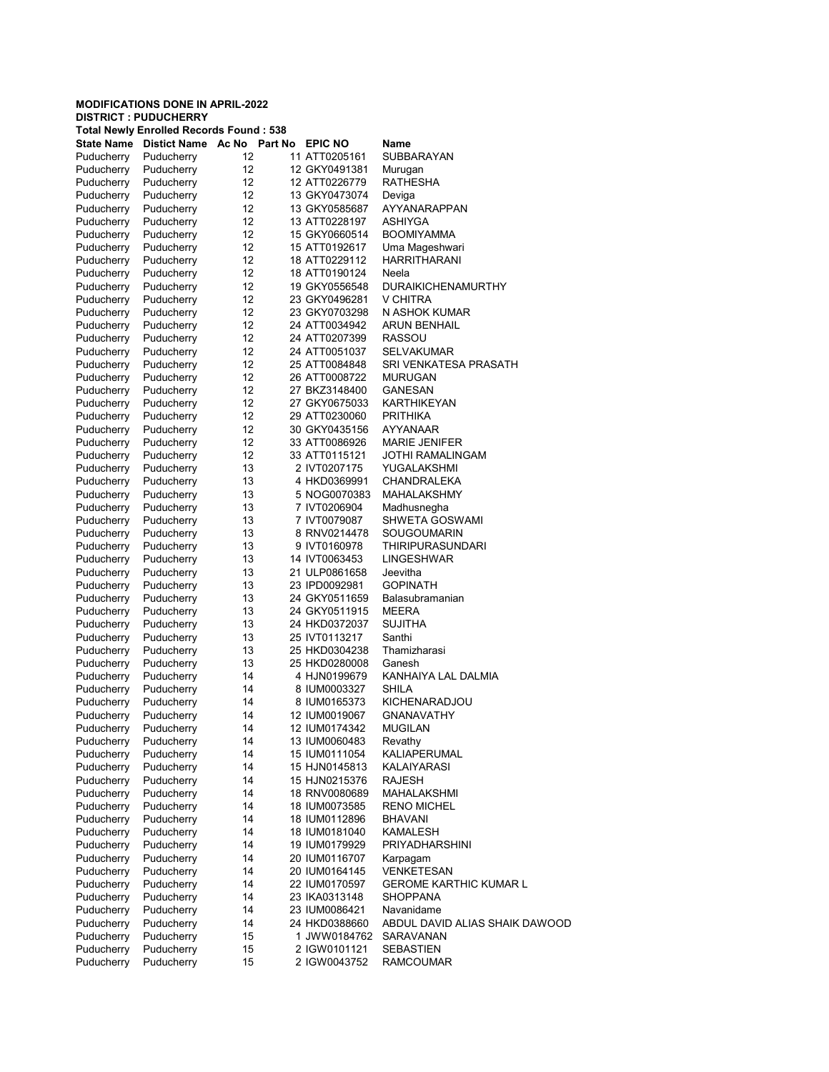**MODIFICATIONS DONE IN APRIL-2022**
**DISTRICT : PUDUCHERRY**
**Total Newly Enrolled Records Found : 538**

| State Name | Distict Name | Ac No | Part No | EPIC NO | Name |
|---|---|---|---|---|---|
| Puducherry | Puducherry | 12 | 11 | ATT0205161 | SUBBARAYAN |
| Puducherry | Puducherry | 12 | 12 | GKY0491381 | Murugan |
| Puducherry | Puducherry | 12 | 12 | ATT0226779 | RATHESHA |
| Puducherry | Puducherry | 12 | 13 | GKY0473074 | Deviga |
| Puducherry | Puducherry | 12 | 13 | GKY0585687 | AYYANARAPPAN |
| Puducherry | Puducherry | 12 | 13 | ATT0228197 | ASHIYGA |
| Puducherry | Puducherry | 12 | 15 | GKY0660514 | BOOMIYAMMA |
| Puducherry | Puducherry | 12 | 15 | ATT0192617 | Uma Mageshwari |
| Puducherry | Puducherry | 12 | 18 | ATT0229112 | HARRITHARANI |
| Puducherry | Puducherry | 12 | 18 | ATT0190124 | Neela |
| Puducherry | Puducherry | 12 | 19 | GKY0556548 | DURAIKICHENAMURTHY |
| Puducherry | Puducherry | 12 | 23 | GKY0496281 | V CHITRA |
| Puducherry | Puducherry | 12 | 23 | GKY0703298 | N ASHOK KUMAR |
| Puducherry | Puducherry | 12 | 24 | ATT0034942 | ARUN BENHAIL |
| Puducherry | Puducherry | 12 | 24 | ATT0207399 | RASSOU |
| Puducherry | Puducherry | 12 | 24 | ATT0051037 | SELVAKUMAR |
| Puducherry | Puducherry | 12 | 25 | ATT0084848 | SRI VENKATESA PRASATH |
| Puducherry | Puducherry | 12 | 26 | ATT0008722 | MURUGAN |
| Puducherry | Puducherry | 12 | 27 | BKZ3148400 | GANESAN |
| Puducherry | Puducherry | 12 | 27 | GKY0675033 | KARTHIKEYAN |
| Puducherry | Puducherry | 12 | 29 | ATT0230060 | PRITHIKA |
| Puducherry | Puducherry | 12 | 30 | GKY0435156 | AYYANAAR |
| Puducherry | Puducherry | 12 | 33 | ATT0086926 | MARIE JENIFER |
| Puducherry | Puducherry | 12 | 33 | ATT0115121 | JOTHI RAMALINGAM |
| Puducherry | Puducherry | 13 | 2 | IVT0207175 | YUGALAKSHMI |
| Puducherry | Puducherry | 13 | 4 | HKD0369991 | CHANDRALEKA |
| Puducherry | Puducherry | 13 | 5 | NOG0070383 | MAHALAKSHMY |
| Puducherry | Puducherry | 13 | 7 | IVT0206904 | Madhusnegha |
| Puducherry | Puducherry | 13 | 7 | IVT0079087 | SHWETA GOSWAMI |
| Puducherry | Puducherry | 13 | 8 | RNV0214478 | SOUGOUMARIN |
| Puducherry | Puducherry | 13 | 9 | IVT0160978 | THIRIPURASUNDARI |
| Puducherry | Puducherry | 13 | 14 | IVT0063453 | LINGESHWAR |
| Puducherry | Puducherry | 13 | 21 | ULP0861658 | Jeevitha |
| Puducherry | Puducherry | 13 | 23 | IPD0092981 | GOPINATH |
| Puducherry | Puducherry | 13 | 24 | GKY0511659 | Balasubramanian |
| Puducherry | Puducherry | 13 | 24 | GKY0511915 | MEERA |
| Puducherry | Puducherry | 13 | 24 | HKD0372037 | SUJITHA |
| Puducherry | Puducherry | 13 | 25 | IVT0113217 | Santhi |
| Puducherry | Puducherry | 13 | 25 | HKD0304238 | Thamizharasi |
| Puducherry | Puducherry | 13 | 25 | HKD0280008 | Ganesh |
| Puducherry | Puducherry | 14 | 4 | HJN0199679 | KANHAIYA LAL DALMIA |
| Puducherry | Puducherry | 14 | 8 | IUM0003327 | SHILA |
| Puducherry | Puducherry | 14 | 8 | IUM0165373 | KICHENARADJOU |
| Puducherry | Puducherry | 14 | 12 | IUM0019067 | GNANAVATHY |
| Puducherry | Puducherry | 14 | 12 | IUM0174342 | MUGILAN |
| Puducherry | Puducherry | 14 | 13 | IUM0060483 | Revathy |
| Puducherry | Puducherry | 14 | 15 | IUM0111054 | KALIAPERUMAL |
| Puducherry | Puducherry | 14 | 15 | HJN0145813 | KALAIYARASI |
| Puducherry | Puducherry | 14 | 15 | HJN0215376 | RAJESH |
| Puducherry | Puducherry | 14 | 18 | RNV0080689 | MAHALAKSHMI |
| Puducherry | Puducherry | 14 | 18 | IUM0073585 | RENO MICHEL |
| Puducherry | Puducherry | 14 | 18 | IUM0112896 | BHAVANI |
| Puducherry | Puducherry | 14 | 18 | IUM0181040 | KAMALESH |
| Puducherry | Puducherry | 14 | 19 | IUM0179929 | PRIYADHARSHINI |
| Puducherry | Puducherry | 14 | 20 | IUM0116707 | Karpagam |
| Puducherry | Puducherry | 14 | 20 | IUM0164145 | VENKETESAN |
| Puducherry | Puducherry | 14 | 22 | IUM0170597 | GEROME KARTHIC KUMAR L |
| Puducherry | Puducherry | 14 | 23 | IKA0313148 | SHOPPANA |
| Puducherry | Puducherry | 14 | 23 | IUM0086421 | Navanidame |
| Puducherry | Puducherry | 14 | 24 | HKD0388660 | ABDUL DAVID ALIAS SHAIK DAWOOD |
| Puducherry | Puducherry | 15 | 1 | JWW0184762 | SARAVANAN |
| Puducherry | Puducherry | 15 | 2 | IGW0101121 | SEBASTIEN |
| Puducherry | Puducherry | 15 | 2 | IGW0043752 | RAMCOUMAR |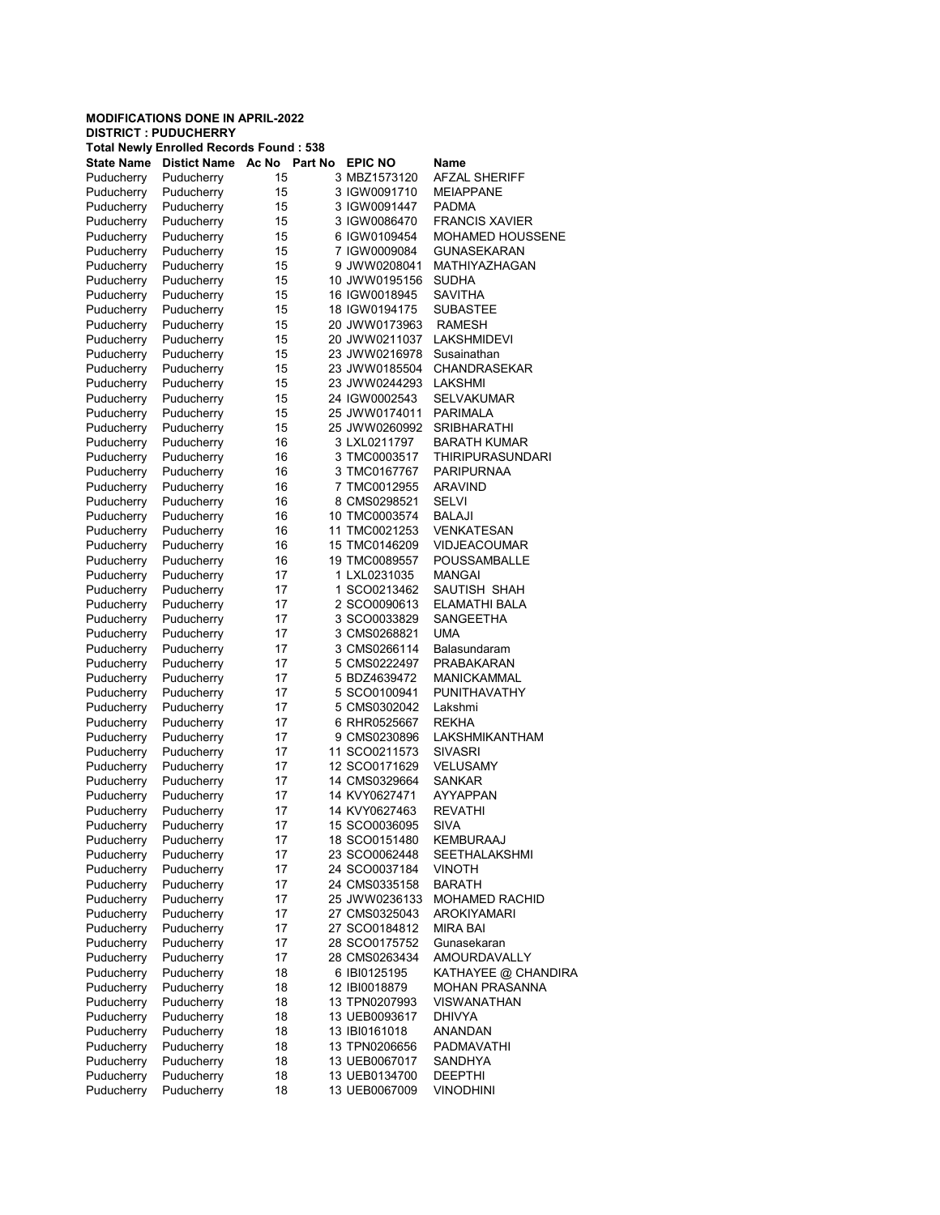**MODIFICATIONS DONE IN APRIL-2022**
**DISTRICT : PUDUCHERRY**
**Total Newly Enrolled Records Found : 538**

| State Name | Distict Name | Ac No | Part No | EPIC NO | Name |
|---|---|---|---|---|---|
| Puducherry | Puducherry | 15 | 3 | MBZ1573120 | AFZAL SHERIFF |
| Puducherry | Puducherry | 15 | 3 | IGW0091710 | MEIAPPANE |
| Puducherry | Puducherry | 15 | 3 | IGW0091447 | PADMA |
| Puducherry | Puducherry | 15 | 3 | IGW0086470 | FRANCIS XAVIER |
| Puducherry | Puducherry | 15 | 6 | IGW0109454 | MOHAMED HOUSSENE |
| Puducherry | Puducherry | 15 | 7 | IGW0009084 | GUNASEKARAN |
| Puducherry | Puducherry | 15 | 9 | JWW0208041 | MATHIYAZHAGAN |
| Puducherry | Puducherry | 15 | 10 | JWW0195156 | SUDHA |
| Puducherry | Puducherry | 15 | 16 | IGW0018945 | SAVITHA |
| Puducherry | Puducherry | 15 | 18 | IGW0194175 | SUBASTEE |
| Puducherry | Puducherry | 15 | 20 | JWW0173963 | RAMESH |
| Puducherry | Puducherry | 15 | 20 | JWW0211037 | LAKSHMIDEVI |
| Puducherry | Puducherry | 15 | 23 | JWW0216978 | Susainathan |
| Puducherry | Puducherry | 15 | 23 | JWW0185504 | CHANDRASEKAR |
| Puducherry | Puducherry | 15 | 23 | JWW0244293 | LAKSHMI |
| Puducherry | Puducherry | 15 | 24 | IGW0002543 | SELVAKUMAR |
| Puducherry | Puducherry | 15 | 25 | JWW0174011 | PARIMALA |
| Puducherry | Puducherry | 15 | 25 | JWW0260992 | SRIBHARATHI |
| Puducherry | Puducherry | 16 | 3 | LXL0211797 | BARATH KUMAR |
| Puducherry | Puducherry | 16 | 3 | TMC0003517 | THIRIPURASUNDARI |
| Puducherry | Puducherry | 16 | 3 | TMC0167767 | PARIPURNAA |
| Puducherry | Puducherry | 16 | 7 | TMC0012955 | ARAVIND |
| Puducherry | Puducherry | 16 | 8 | CMS0298521 | SELVI |
| Puducherry | Puducherry | 16 | 10 | TMC0003574 | BALAJI |
| Puducherry | Puducherry | 16 | 11 | TMC0021253 | VENKATESAN |
| Puducherry | Puducherry | 16 | 15 | TMC0146209 | VIDJEACOUMAR |
| Puducherry | Puducherry | 16 | 19 | TMC0089557 | POUSSAMBALLE |
| Puducherry | Puducherry | 17 | 1 | LXL0231035 | MANGAI |
| Puducherry | Puducherry | 17 | 1 | SCO0213462 | SAUTISH SHAH |
| Puducherry | Puducherry | 17 | 2 | SCO0090613 | ELAMATHI BALA |
| Puducherry | Puducherry | 17 | 3 | SCO0033829 | SANGEETHA |
| Puducherry | Puducherry | 17 | 3 | CMS0268821 | UMA |
| Puducherry | Puducherry | 17 | 3 | CMS0266114 | Balasundaram |
| Puducherry | Puducherry | 17 | 5 | CMS0222497 | PRABAKARAN |
| Puducherry | Puducherry | 17 | 5 | BDZ4639472 | MANICKAMMAL |
| Puducherry | Puducherry | 17 | 5 | SCO0100941 | PUNITHAVATHY |
| Puducherry | Puducherry | 17 | 5 | CMS0302042 | Lakshmi |
| Puducherry | Puducherry | 17 | 6 | RHR0525667 | REKHA |
| Puducherry | Puducherry | 17 | 9 | CMS0230896 | LAKSHMIKANTHAM |
| Puducherry | Puducherry | 17 | 11 | SCO0211573 | SIVASRI |
| Puducherry | Puducherry | 17 | 12 | SCO0171629 | VELUSAMY |
| Puducherry | Puducherry | 17 | 14 | CMS0329664 | SANKAR |
| Puducherry | Puducherry | 17 | 14 | KVY0627471 | AYYAPPAN |
| Puducherry | Puducherry | 17 | 14 | KVY0627463 | REVATHI |
| Puducherry | Puducherry | 17 | 15 | SCO0036095 | SIVA |
| Puducherry | Puducherry | 17 | 18 | SCO0151480 | KEMBURAAJ |
| Puducherry | Puducherry | 17 | 23 | SCO0062448 | SEETHALAKSHMI |
| Puducherry | Puducherry | 17 | 24 | SCO0037184 | VINOTH |
| Puducherry | Puducherry | 17 | 24 | CMS0335158 | BARATH |
| Puducherry | Puducherry | 17 | 25 | JWW0236133 | MOHAMED RACHID |
| Puducherry | Puducherry | 17 | 27 | CMS0325043 | AROKIYAMARI |
| Puducherry | Puducherry | 17 | 27 | SCO0184812 | MIRA BAI |
| Puducherry | Puducherry | 17 | 28 | SCO0175752 | Gunasekaran |
| Puducherry | Puducherry | 17 | 28 | CMS0263434 | AMOURDAVALLY |
| Puducherry | Puducherry | 18 | 6 | IBI0125195 | KATHAYEE @ CHANDIRA |
| Puducherry | Puducherry | 18 | 12 | IBI0018879 | MOHAN PRASANNA |
| Puducherry | Puducherry | 18 | 13 | TPN0207993 | VISWANATHAN |
| Puducherry | Puducherry | 18 | 13 | UEB0093617 | DHIVYA |
| Puducherry | Puducherry | 18 | 13 | IBI0161018 | ANANDAN |
| Puducherry | Puducherry | 18 | 13 | TPN0206656 | PADMAVATHI |
| Puducherry | Puducherry | 18 | 13 | UEB0067017 | SANDHYA |
| Puducherry | Puducherry | 18 | 13 | UEB0134700 | DEEPTHI |
| Puducherry | Puducherry | 18 | 13 | UEB0067009 | VINODHINI |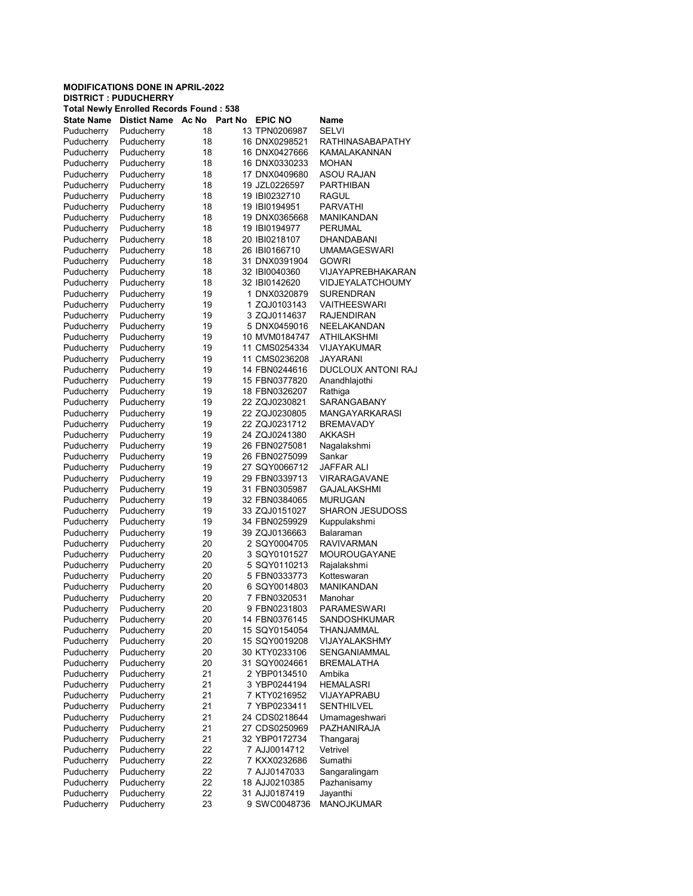**MODIFICATIONS DONE IN APRIL-2022**
**DISTRICT : PUDUCHERRY**
**Total Newly Enrolled Records Found : 538**

| State Name | Distict Name | Ac No | Part No | EPIC NO | Name |
|---|---|---|---|---|---|
| Puducherry | Puducherry | 18 | 13 | TPN0206987 | SELVI |
| Puducherry | Puducherry | 18 | 16 | DNX0298521 | RATHINASABAPATHY |
| Puducherry | Puducherry | 18 | 16 | DNX0427666 | KAMALAKANNAN |
| Puducherry | Puducherry | 18 | 16 | DNX0330233 | MOHAN |
| Puducherry | Puducherry | 18 | 17 | DNX0409680 | ASOU RAJAN |
| Puducherry | Puducherry | 18 | 19 | JZL0226597 | PARTHIBAN |
| Puducherry | Puducherry | 18 | 19 | IBI0232710 | RAGUL |
| Puducherry | Puducherry | 18 | 19 | IBI0194951 | PARVATHI |
| Puducherry | Puducherry | 18 | 19 | DNX0365668 | MANIKANDAN |
| Puducherry | Puducherry | 18 | 19 | IBI0194977 | PERUMAL |
| Puducherry | Puducherry | 18 | 20 | IBI0218107 | DHANDABANI |
| Puducherry | Puducherry | 18 | 26 | IBI0166710 | UMAMAGESWARI |
| Puducherry | Puducherry | 18 | 31 | DNX0391904 | GOWRI |
| Puducherry | Puducherry | 18 | 32 | IBI0040360 | VIJAYAPREBHAKARAN |
| Puducherry | Puducherry | 18 | 32 | IBI0142620 | VIDJEYALATCHOUMY |
| Puducherry | Puducherry | 19 | 1 | DNX0320879 | SURENDRAN |
| Puducherry | Puducherry | 19 | 1 | ZQJ0103143 | VAITHEESWARI |
| Puducherry | Puducherry | 19 | 3 | ZQJ0114637 | RAJENDIRAN |
| Puducherry | Puducherry | 19 | 5 | DNX0459016 | NEELAKANDAN |
| Puducherry | Puducherry | 19 | 10 | MVM0184747 | ATHILAKSHMI |
| Puducherry | Puducherry | 19 | 11 | CMS0254334 | VIJAYAKUMAR |
| Puducherry | Puducherry | 19 | 11 | CMS0236208 | JAYARANI |
| Puducherry | Puducherry | 19 | 14 | FBN0244616 | DUCLOUX ANTONI RAJ |
| Puducherry | Puducherry | 19 | 15 | FBN0377820 | Anandhlajothi |
| Puducherry | Puducherry | 19 | 18 | FBN0326207 | Rathiga |
| Puducherry | Puducherry | 19 | 22 | ZQJ0230821 | SARANGABANY |
| Puducherry | Puducherry | 19 | 22 | ZQJ0230805 | MANGAYARKARASI |
| Puducherry | Puducherry | 19 | 22 | ZQJ0231712 | BREMAVADY |
| Puducherry | Puducherry | 19 | 24 | ZQJ0241380 | AKKASH |
| Puducherry | Puducherry | 19 | 26 | FBN0275081 | Nagalakshmi |
| Puducherry | Puducherry | 19 | 26 | FBN0275099 | Sankar |
| Puducherry | Puducherry | 19 | 27 | SQY0066712 | JAFFAR ALI |
| Puducherry | Puducherry | 19 | 29 | FBN0339713 | VIRARAGAVANE |
| Puducherry | Puducherry | 19 | 31 | FBN0305987 | GAJALAKSHMI |
| Puducherry | Puducherry | 19 | 32 | FBN0384065 | MURUGAN |
| Puducherry | Puducherry | 19 | 33 | ZQJ0151027 | SHARON JESUDOSS |
| Puducherry | Puducherry | 19 | 34 | FBN0259929 | Kuppulakshmi |
| Puducherry | Puducherry | 19 | 39 | ZQJ0136663 | Balaraman |
| Puducherry | Puducherry | 20 | 2 | SQY0004705 | RAVIVARMAN |
| Puducherry | Puducherry | 20 | 3 | SQY0101527 | MOUROUGAYANE |
| Puducherry | Puducherry | 20 | 5 | SQY0110213 | Rajalakshmi |
| Puducherry | Puducherry | 20 | 5 | FBN0333773 | Kotteswaran |
| Puducherry | Puducherry | 20 | 6 | SQY0014803 | MANIKANDAN |
| Puducherry | Puducherry | 20 | 7 | FBN0320531 | Manohar |
| Puducherry | Puducherry | 20 | 9 | FBN0231803 | PARAMESWARI |
| Puducherry | Puducherry | 20 | 14 | FBN0376145 | SANDOSHKUMAR |
| Puducherry | Puducherry | 20 | 15 | SQY0154054 | THANJAMMAL |
| Puducherry | Puducherry | 20 | 15 | SQY0019208 | VIJAYALAKSHMY |
| Puducherry | Puducherry | 20 | 30 | KTY0233106 | SENGANIAMMAL |
| Puducherry | Puducherry | 20 | 31 | SQY0024661 | BREMALATHA |
| Puducherry | Puducherry | 21 | 2 | YBP0134510 | Ambika |
| Puducherry | Puducherry | 21 | 3 | YBP0244194 | HEMALASRI |
| Puducherry | Puducherry | 21 | 7 | KTY0216952 | VIJAYAPRABU |
| Puducherry | Puducherry | 21 | 7 | YBP0233411 | SENTHILVEL |
| Puducherry | Puducherry | 21 | 24 | CDS0218644 | Umamageshwari |
| Puducherry | Puducherry | 21 | 27 | CDS0250969 | PAZHANIRAJA |
| Puducherry | Puducherry | 21 | 32 | YBP0172734 | Thangaraj |
| Puducherry | Puducherry | 22 | 7 | AJJ0014712 | Vetrivel |
| Puducherry | Puducherry | 22 | 7 | KXX0232686 | Sumathi |
| Puducherry | Puducherry | 22 | 7 | AJJ0147033 | Sangaralingam |
| Puducherry | Puducherry | 22 | 18 | AJJ0210385 | Pazhanisamy |
| Puducherry | Puducherry | 22 | 31 | AJJ0187419 | Jayanthi |
| Puducherry | Puducherry | 23 | 9 | SWC0048736 | MANOJKUMAR |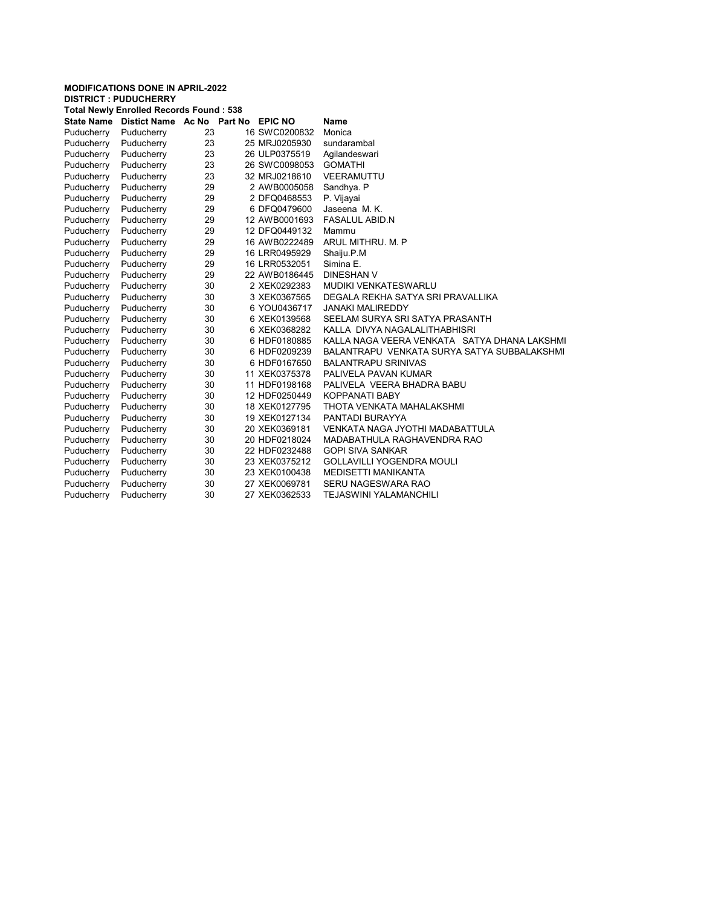**MODIFICATIONS DONE IN APRIL-2022**
**DISTRICT : PUDUCHERRY**
**Total Newly Enrolled Records Found : 538**

| State Name | Distict Name | Ac No | Part No | EPIC NO | Name |
|---|---|---|---|---|---|
| Puducherry | Puducherry | 23 | 16 | SWC0200832 | Monica |
| Puducherry | Puducherry | 23 | 25 | MRJ0205930 | sundarambal |
| Puducherry | Puducherry | 23 | 26 | ULP0375519 | Agilandeswari |
| Puducherry | Puducherry | 23 | 26 | SWC0098053 | GOMATHI |
| Puducherry | Puducherry | 23 | 32 | MRJ0218610 | VEERAMUTTU |
| Puducherry | Puducherry | 29 | 2 | AWB0005058 | Sandhya. P |
| Puducherry | Puducherry | 29 | 2 | DFQ0468553 | P. Vijayai |
| Puducherry | Puducherry | 29 | 6 | DFQ0479600 | Jaseena M. K. |
| Puducherry | Puducherry | 29 | 12 | AWB0001693 | FASALUL ABID.N |
| Puducherry | Puducherry | 29 | 12 | DFQ0449132 | Mammu |
| Puducherry | Puducherry | 29 | 16 | AWB0222489 | ARUL MITHRU. M. P |
| Puducherry | Puducherry | 29 | 16 | LRR0495929 | Shaiju.P.M |
| Puducherry | Puducherry | 29 | 16 | LRR0532051 | Simina E. |
| Puducherry | Puducherry | 29 | 22 | AWB0186445 | DINESHAN V |
| Puducherry | Puducherry | 30 | 2 | XEK0292383 | MUDIKI VENKATESWARLU |
| Puducherry | Puducherry | 30 | 3 | XEK0367565 | DEGALA REKHA SATYA SRI PRAVALLIKA |
| Puducherry | Puducherry | 30 | 6 | YOU0436717 | JANAKI MALIREDDY |
| Puducherry | Puducherry | 30 | 6 | XEK0139568 | SEELAM SURYA SRI SATYA PRASANTH |
| Puducherry | Puducherry | 30 | 6 | XEK0368282 | KALLA DIVYA NAGALALITHABHISRI |
| Puducherry | Puducherry | 30 | 6 | HDF0180885 | KALLA NAGA VEERA VENKATA SATYA DHANA LAKSHMI |
| Puducherry | Puducherry | 30 | 6 | HDF0209239 | BALANTRAPU VENKATA SURYA SATYA SUBBALAKSHMI |
| Puducherry | Puducherry | 30 | 6 | HDF0167650 | BALANTRAPU SRINIVAS |
| Puducherry | Puducherry | 30 | 11 | XEK0375378 | PALIVELA PAVAN KUMAR |
| Puducherry | Puducherry | 30 | 11 | HDF0198168 | PALIVELA VEERA BHADRA BABU |
| Puducherry | Puducherry | 30 | 12 | HDF0250449 | KOPPANATI BABY |
| Puducherry | Puducherry | 30 | 18 | XEK0127795 | THOTA VENKATA MAHALAKSHMI |
| Puducherry | Puducherry | 30 | 19 | XEK0127134 | PANTADI BURAYYA |
| Puducherry | Puducherry | 30 | 20 | XEK0369181 | VENKATA NAGA JYOTHI MADABATTULA |
| Puducherry | Puducherry | 30 | 20 | HDF0218024 | MADABATHULA RAGHAVENDRA RAO |
| Puducherry | Puducherry | 30 | 22 | HDF0232488 | GOPI SIVA SANKAR |
| Puducherry | Puducherry | 30 | 23 | XEK0375212 | GOLLAVILLI YOGENDRA MOULI |
| Puducherry | Puducherry | 30 | 23 | XEK0100438 | MEDISETTI MANIKANTA |
| Puducherry | Puducherry | 30 | 27 | XEK0069781 | SERU NAGESWARA RAO |
| Puducherry | Puducherry | 30 | 27 | XEK0362533 | TEJASWINI YALAMANCHILI |